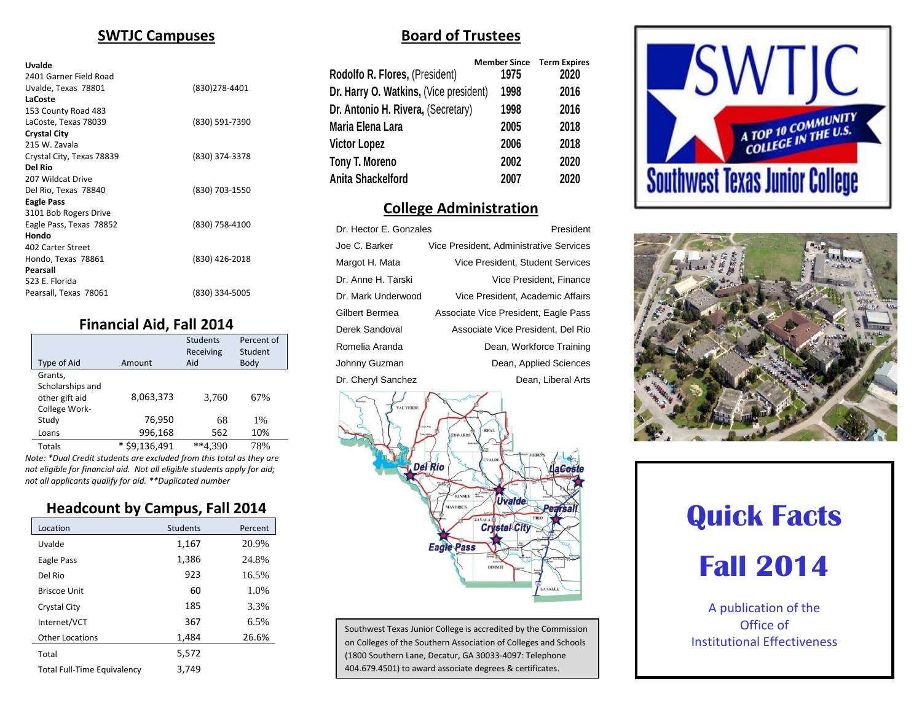## SWTJC Campuses

**Uvalde**
2401 Garner Field Road
Uvalde, Texas 78801 (830)278-4401

**LaCoste**
153 County Road 483
LaCoste, Texas 78039 (830) 591-7390

**Crystal City**
215 W. Zavala
Crystal City, Texas 78839 (830) 374-3378

**Del Rio**
207 Wildcat Drive
Del Rio, Texas 78840 (830) 703-1550

**Eagle Pass**
3101 Bob Rogers Drive
Eagle Pass, Texas 78852 (830) 758-4100

**Hondo**
402 Carter Street
Hondo, Texas 78861 (830) 426-2018

**Pearsall**
523 E. Florida
Pearsall, Texas 78061 (830) 334-5005

## Financial Aid, Fall 2014

| Type of Aid | Amount | Students Receiving Aid | Percent of Student Body |
|---|---|---|---|
| Grants, Scholarships and other gift aid | 8,063,373 | 3,760 | 67% |
| College Work-Study | 76,950 | 68 | 1% |
| Loans | 996,168 | 562 | 10% |
| Totals | * $9,136,491 | **4,390 | 78% |

*Note: *Dual Credit students are excluded from this total as they are not eligible for financial aid. Not all eligible students apply for aid; not all applicants qualify for aid. **Duplicated number*

## Headcount by Campus, Fall 2014

| Location | Students | Percent |
|---|---|---|
| Uvalde | 1,167 | 20.9% |
| Eagle Pass | 1,386 | 24.8% |
| Del Rio | 923 | 16.5% |
| Briscoe Unit | 60 | 1.0% |
| Crystal City | 185 | 3.3% |
| Internet/VCT | 367 | 6.5% |
| Other Locations | 1,484 | 26.6% |
| Total | 5,572 | |
| Total Full-Time Equivalency | 3,749 | |

## Board of Trustees

| | Member Since | Term Expires |
|---|---|---|
| Rodolfo R. Flores, (President) | 1975 | 2020 |
| Dr. Harry O. Watkins, (Vice president) | 1998 | 2016 |
| Dr. Antonio H. Rivera, (Secretary) | 1998 | 2016 |
| Maria Elena Lara | 2005 | 2018 |
| Victor Lopez | 2006 | 2018 |
| Tony T. Moreno | 2002 | 2020 |
| Anita Shackelford | 2007 | 2020 |

## College Administration

| | |
|---|---|
| Dr. Hector E. Gonzales | President |
| Joe C. Barker | Vice President, Administrative Services |
| Margot H. Mata | Vice President, Student Services |
| Dr. Anne H. Tarski | Vice President, Finance |
| Dr. Mark Underwood | Vice President, Academic Affairs |
| Gilbert Bermea | Associate Vice President, Eagle Pass |
| Derek Sandoval | Associate Vice President, Del Rio |
| Romelia Aranda | Dean, Workforce Training |
| Johnny Guzman | Dean, Applied Sciences |
| Dr. Cheryl Sanchez | Dean, Liberal Arts |

Southwest Texas Junior College is accredited by the Commission on Colleges of the Southern Association of Colleges and Schools (1800 Southern Lane, Decatur, GA 30033-4097: Telephone 404.679.4501) to award associate degrees & certificates.

SWTJC — A Top 10 Community College in the U.S. — Southwest Texas Junior College

# Quick Facts

# Fall 2014

A publication of the
Office of
Institutional Effectiveness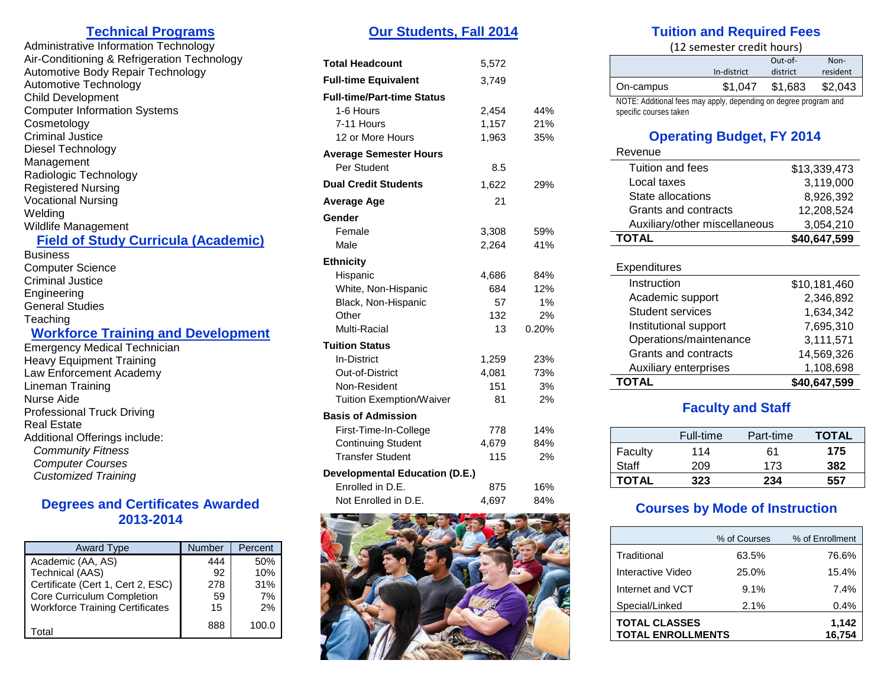## Technical Programs

Administrative Information Technology
Air-Conditioning & Refrigeration Technology
Automotive Body Repair Technology
Automotive Technology
Child Development
Computer Information Systems
Cosmetology
Criminal Justice
Diesel Technology
Management
Radiologic Technology
Registered Nursing
Vocational Nursing
Welding
Wildlife Management

## Field of Study Curricula (Academic)

Business
Computer Science
Criminal Justice
Engineering
General Studies
Teaching

## Workforce Training and Development

Emergency Medical Technician
Heavy Equipment Training
Law Enforcement Academy
Lineman Training
Nurse Aide
Professional Truck Driving
Real Estate
Additional Offerings include:
*Community Fitness*
*Computer Courses*
*Customized Training*

## Degrees and Certificates Awarded 2013-2014

| Award Type | Number | Percent |
|---|---|---|
| Academic (AA, AS) | 444 | 50% |
| Technical (AAS) | 92 | 10% |
| Certificate (Cert 1, Cert 2, ESC) | 278 | 31% |
| Core Curriculum Completion | 59 | 7% |
| Workforce Training Certificates | 15 | 2% |
| Total | 888 | 100.0 |

## Our Students, Fall 2014

| | | |
|---|---|---|
| **Total Headcount** | 5,572 | |
| **Full-time Equivalent** | 3,749 | |
| **Full-time/Part-time Status** | | |
| 1-6 Hours | 2,454 | 44% |
| 7-11 Hours | 1,157 | 21% |
| 12 or More Hours | 1,963 | 35% |
| **Average Semester Hours** | | |
| Per Student | 8.5 | |
| **Dual Credit Students** | 1,622 | 29% |
| **Average Age** | 21 | |
| **Gender** | | |
| Female | 3,308 | 59% |
| Male | 2,264 | 41% |
| **Ethnicity** | | |
| Hispanic | 4,686 | 84% |
| White, Non-Hispanic | 684 | 12% |
| Black, Non-Hispanic | 57 | 1% |
| Other | 132 | 2% |
| Multi-Racial | 13 | 0.20% |
| **Tuition Status** | | |
| In-District | 1,259 | 23% |
| Out-of-District | 4,081 | 73% |
| Non-Resident | 151 | 3% |
| Tuition Exemption/Waiver | 81 | 2% |
| **Basis of Admission** | | |
| First-Time-In-College | 778 | 14% |
| Continuing Student | 4,679 | 84% |
| Transfer Student | 115 | 2% |
| **Developmental Education (D.E.)** | | |
| Enrolled in D.E. | 875 | 16% |
| Not Enrolled in D.E. | 4,697 | 84% |

## Tuition and Required Fees

(12 semester credit hours)

| | In-district | Out-of-district | Non-resident |
|---|---|---|---|
| On-campus | $1,047 | $1,683 | $2,043 |

NOTE: Additional fees may apply, depending on degree program and specific courses taken

## Operating Budget, FY 2014

| Revenue | |
|---|---|
| Tuition and fees | $13,339,473 |
| Local taxes | 3,119,000 |
| State allocations | 8,926,392 |
| Grants and contracts | 12,208,524 |
| Auxiliary/other miscellaneous | 3,054,210 |
| **TOTAL** | **$40,647,599** |

| Expenditures | |
|---|---|
| Instruction | $10,181,460 |
| Academic support | 2,346,892 |
| Student services | 1,634,342 |
| Institutional support | 7,695,310 |
| Operations/maintenance | 3,111,571 |
| Grants and contracts | 14,569,326 |
| Auxiliary enterprises | 1,108,698 |
| **TOTAL** | **$40,647,599** |

## Faculty and Staff

| | Full-time | Part-time | TOTAL |
|---|---|---|---|
| Faculty | 114 | 61 | **175** |
| Staff | 209 | 173 | **382** |
| **TOTAL** | **323** | **234** | **557** |

## Courses by Mode of Instruction

| | % of Courses | % of Enrollment |
|---|---|---|
| Traditional | 63.5% | 76.6% |
| Interactive Video | 25.0% | 15.4% |
| Internet and VCT | 9.1% | 7.4% |
| Special/Linked | 2.1% | 0.4% |
| **TOTAL CLASSES** | | **1,142** |
| **TOTAL ENROLLMENTS** | | **16,754** |